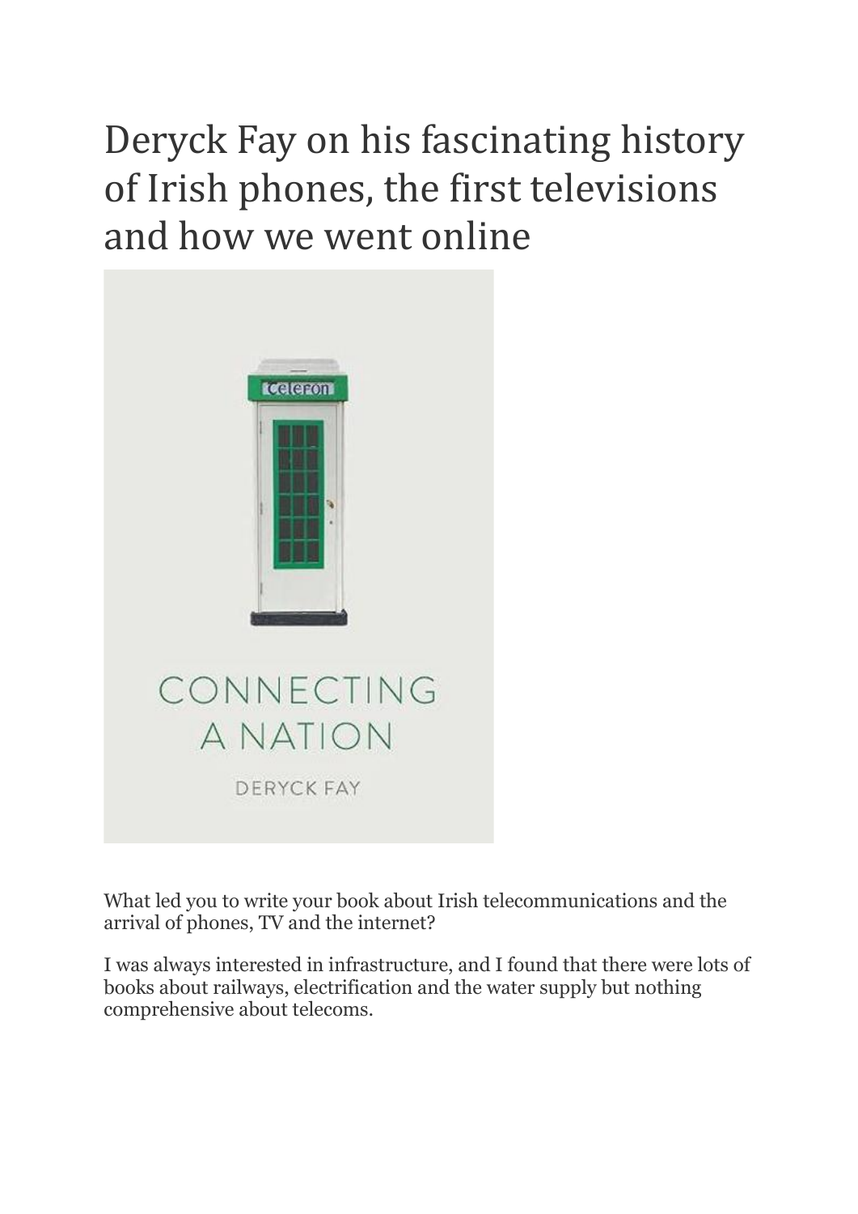# Deryck Fay on his fascinating history of Irish phones, the first televisions and how we went online

What led you to write your book about Irish telecommunications and the arrival of phones, TV and the internet?

I was always interested in infrastructure, and I found that there were lots of books about railways, electrification and the water supply but nothing comprehensive about telecoms.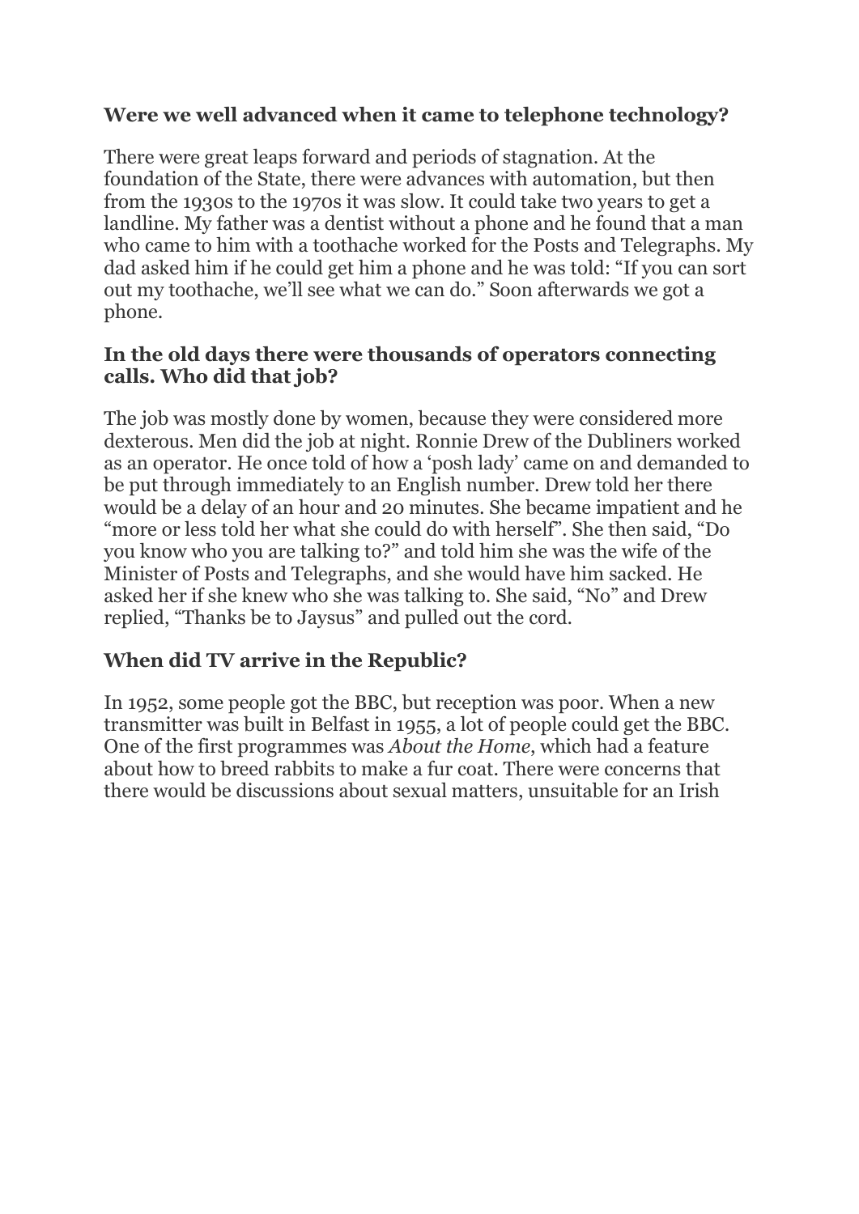**Were we well advanced when it came to telephone technology?**

There were great leaps forward and periods of stagnation. At the foundation of the State, there were advances with automation, but then from the 1930s to the 1970s it was slow. It could take two years to get a landline. My father was a dentist without a phone and he found that a man who came to him with a toothache worked for the Posts and Telegraphs. My dad asked him if he could get him a phone and he was told: "If you can sort out my toothache, we'll see what we can do." Soon afterwards we got a phone.

**In the old days there were thousands of operators connecting calls. Who did that job?**

The job was mostly done by women, because they were considered more dexterous. Men did the job at night. Ronnie Drew of the Dubliners worked as an operator. He once told of how a 'posh lady' came on and demanded to be put through immediately to an English number. Drew told her there would be a delay of an hour and 20 minutes. She became impatient and he "more or less told her what she could do with herself". She then said, "Do you know who you are talking to?" and told him she was the wife of the Minister of Posts and Telegraphs, and she would have him sacked. He asked her if she knew who she was talking to. She said, "No" and Drew replied, "Thanks be to Jaysus" and pulled out the cord.

**When did TV arrive in the Republic?**

In 1952, some people got the BBC, but reception was poor. When a new transmitter was built in Belfast in 1955, a lot of people could get the BBC. One of the first programmes was *About the Home*, which had a feature about how to breed rabbits to make a fur coat. There were concerns that there would be discussions about sexual matters, unsuitable for an Irish